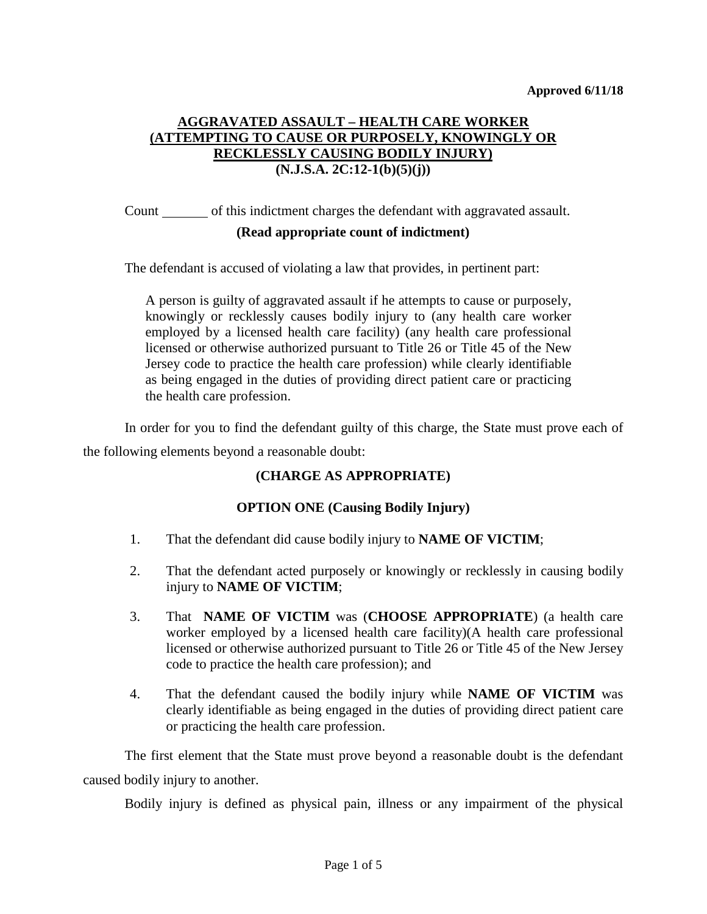**Approved 6/11/18**

## AGGRAVATED ASSAULT – HEALTH CARE WORKER (ATTEMPTING TO CAUSE OR PURPOSELY, KNOWINGLY OR RECKLESSLY CAUSING BODILY INJURY) (N.J.S.A. 2C:12-1(b)(5)(j))

Count ______ of this indictment charges the defendant with aggravated assault.

**(Read appropriate count of indictment)**

The defendant is accused of violating a law that provides, in pertinent part:

> A person is guilty of aggravated assault if he attempts to cause or purposely, knowingly or recklessly causes bodily injury to (any health care worker employed by a licensed health care facility) (any health care professional licensed or otherwise authorized pursuant to Title 26 or Title 45 of the New Jersey code to practice the health care profession) while clearly identifiable as being engaged in the duties of providing direct patient care or practicing the health care profession.

In order for you to find the defendant guilty of this charge, the State must prove each of the following elements beyond a reasonable doubt:

**(CHARGE AS APPROPRIATE)**

**OPTION ONE (Causing Bodily Injury)**

1. That the defendant did cause bodily injury to **NAME OF VICTIM**;
2. That the defendant acted purposely or knowingly or recklessly in causing bodily injury to **NAME OF VICTIM**;
3. That **NAME OF VICTIM** was (**CHOOSE APPROPRIATE**) (a health care worker employed by a licensed health care facility)(A health care professional licensed or otherwise authorized pursuant to Title 26 or Title 45 of the New Jersey code to practice the health care profession); and
4. That the defendant caused the bodily injury while **NAME OF VICTIM** was clearly identifiable as being engaged in the duties of providing direct patient care or practicing the health care profession.

The first element that the State must prove beyond a reasonable doubt is the defendant caused bodily injury to another.

Bodily injury is defined as physical pain, illness or any impairment of the physical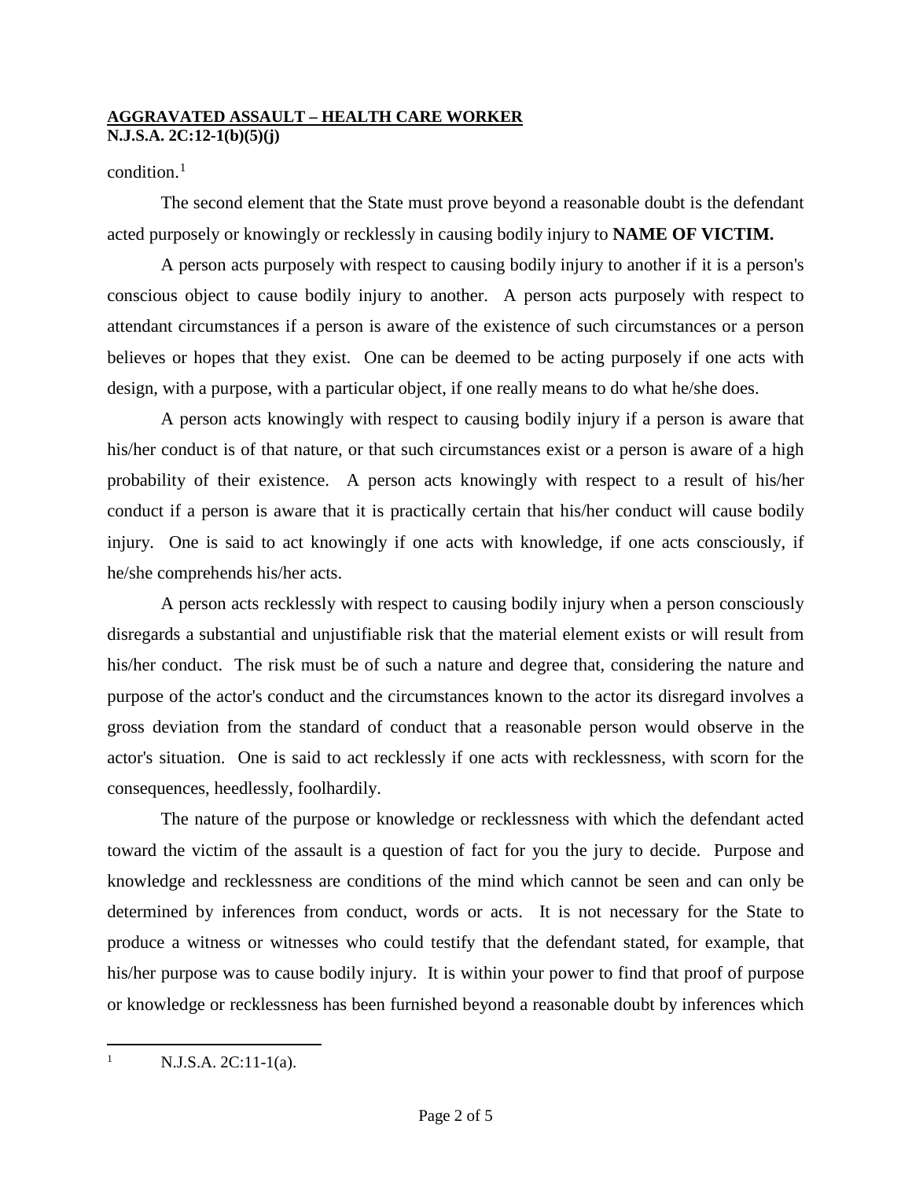condition.[1]

The second element that the State must prove beyond a reasonable doubt is the defendant acted purposely or knowingly or recklessly in causing bodily injury to **NAME OF VICTIM.**

A person acts purposely with respect to causing bodily injury to another if it is a person's conscious object to cause bodily injury to another. A person acts purposely with respect to attendant circumstances if a person is aware of the existence of such circumstances or a person believes or hopes that they exist. One can be deemed to be acting purposely if one acts with design, with a purpose, with a particular object, if one really means to do what he/she does.

A person acts knowingly with respect to causing bodily injury if a person is aware that his/her conduct is of that nature, or that such circumstances exist or a person is aware of a high probability of their existence. A person acts knowingly with respect to a result of his/her conduct if a person is aware that it is practically certain that his/her conduct will cause bodily injury. One is said to act knowingly if one acts with knowledge, if one acts consciously, if he/she comprehends his/her acts.

A person acts recklessly with respect to causing bodily injury when a person consciously disregards a substantial and unjustifiable risk that the material element exists or will result from his/her conduct. The risk must be of such a nature and degree that, considering the nature and purpose of the actor's conduct and the circumstances known to the actor its disregard involves a gross deviation from the standard of conduct that a reasonable person would observe in the actor's situation. One is said to act recklessly if one acts with recklessness, with scorn for the consequences, heedlessly, foolhardily.

The nature of the purpose or knowledge or recklessness with which the defendant acted toward the victim of the assault is a question of fact for you the jury to decide. Purpose and knowledge and recklessness are conditions of the mind which cannot be seen and can only be determined by inferences from conduct, words or acts. It is not necessary for the State to produce a witness or witnesses who could testify that the defendant stated, for example, that his/her purpose was to cause bodily injury. It is within your power to find that proof of purpose or knowledge or recklessness has been furnished beyond a reasonable doubt by inferences which

---

[1] N.J.S.A. 2C:11-1(a).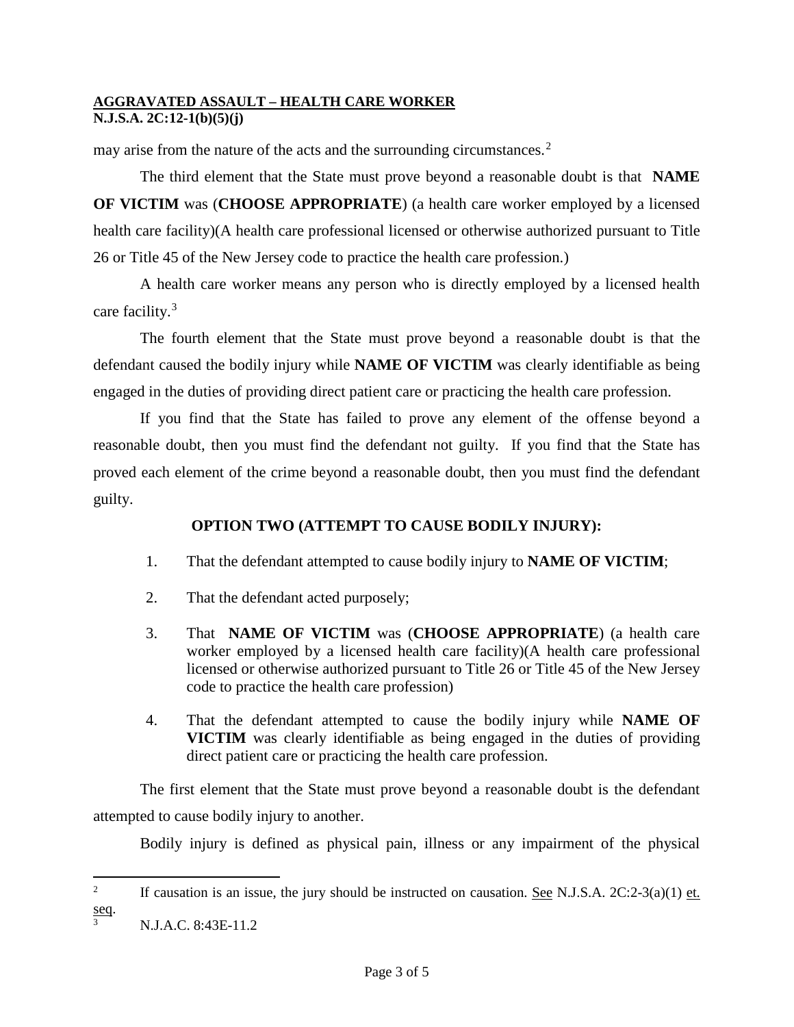may arise from the nature of the acts and the surrounding circumstances.[2]

The third element that the State must prove beyond a reasonable doubt is that **NAME OF VICTIM** was (**CHOOSE APPROPRIATE**) (a health care worker employed by a licensed health care facility)(A health care professional licensed or otherwise authorized pursuant to Title 26 or Title 45 of the New Jersey code to practice the health care profession.)

A health care worker means any person who is directly employed by a licensed health care facility.[3]

The fourth element that the State must prove beyond a reasonable doubt is that the defendant caused the bodily injury while **NAME OF VICTIM** was clearly identifiable as being engaged in the duties of providing direct patient care or practicing the health care profession.

If you find that the State has failed to prove any element of the offense beyond a reasonable doubt, then you must find the defendant not guilty. If you find that the State has proved each element of the crime beyond a reasonable doubt, then you must find the defendant guilty.

**OPTION TWO (ATTEMPT TO CAUSE BODILY INJURY):**

1. That the defendant attempted to cause bodily injury to **NAME OF VICTIM**;
2. That the defendant acted purposely;
3. That **NAME OF VICTIM** was (**CHOOSE APPROPRIATE**) (a health care worker employed by a licensed health care facility)(A health care professional licensed or otherwise authorized pursuant to Title 26 or Title 45 of the New Jersey code to practice the health care profession)
4. That the defendant attempted to cause the bodily injury while **NAME OF VICTIM** was clearly identifiable as being engaged in the duties of providing direct patient care or practicing the health care profession.

The first element that the State must prove beyond a reasonable doubt is the defendant attempted to cause bodily injury to another.

Bodily injury is defined as physical pain, illness or any impairment of the physical

---

[2] If causation is an issue, the jury should be instructed on causation. See N.J.S.A. 2C:2-3(a)(1) et. seq.

[3] N.J.A.C. 8:43E-11.2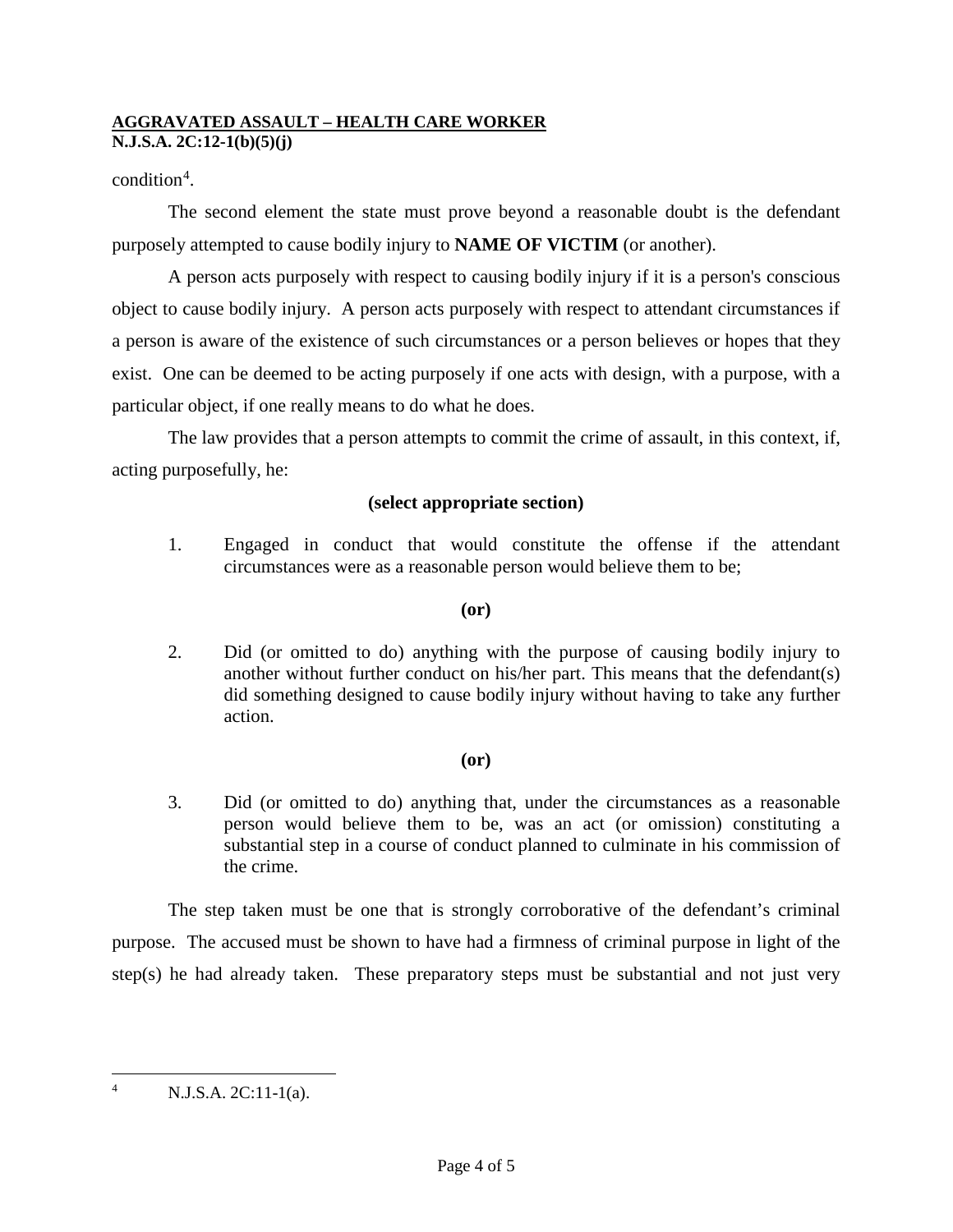condition[4].

The second element the state must prove beyond a reasonable doubt is the defendant purposely attempted to cause bodily injury to **NAME OF VICTIM** (or another).

A person acts purposely with respect to causing bodily injury if it is a person's conscious object to cause bodily injury. A person acts purposely with respect to attendant circumstances if a person is aware of the existence of such circumstances or a person believes or hopes that they exist. One can be deemed to be acting purposely if one acts with design, with a purpose, with a particular object, if one really means to do what he does.

The law provides that a person attempts to commit the crime of assault, in this context, if, acting purposefully, he:

**(select appropriate section)**

1. Engaged in conduct that would constitute the offense if the attendant circumstances were as a reasonable person would believe them to be;

**(or)**

2. Did (or omitted to do) anything with the purpose of causing bodily injury to another without further conduct on his/her part. This means that the defendant(s) did something designed to cause bodily injury without having to take any further action.

**(or)**

3. Did (or omitted to do) anything that, under the circumstances as a reasonable person would believe them to be, was an act (or omission) constituting a substantial step in a course of conduct planned to culminate in his commission of the crime.

The step taken must be one that is strongly corroborative of the defendant's criminal purpose. The accused must be shown to have had a firmness of criminal purpose in light of the step(s) he had already taken. These preparatory steps must be substantial and not just very

---

[4] N.J.S.A. 2C:11-1(a).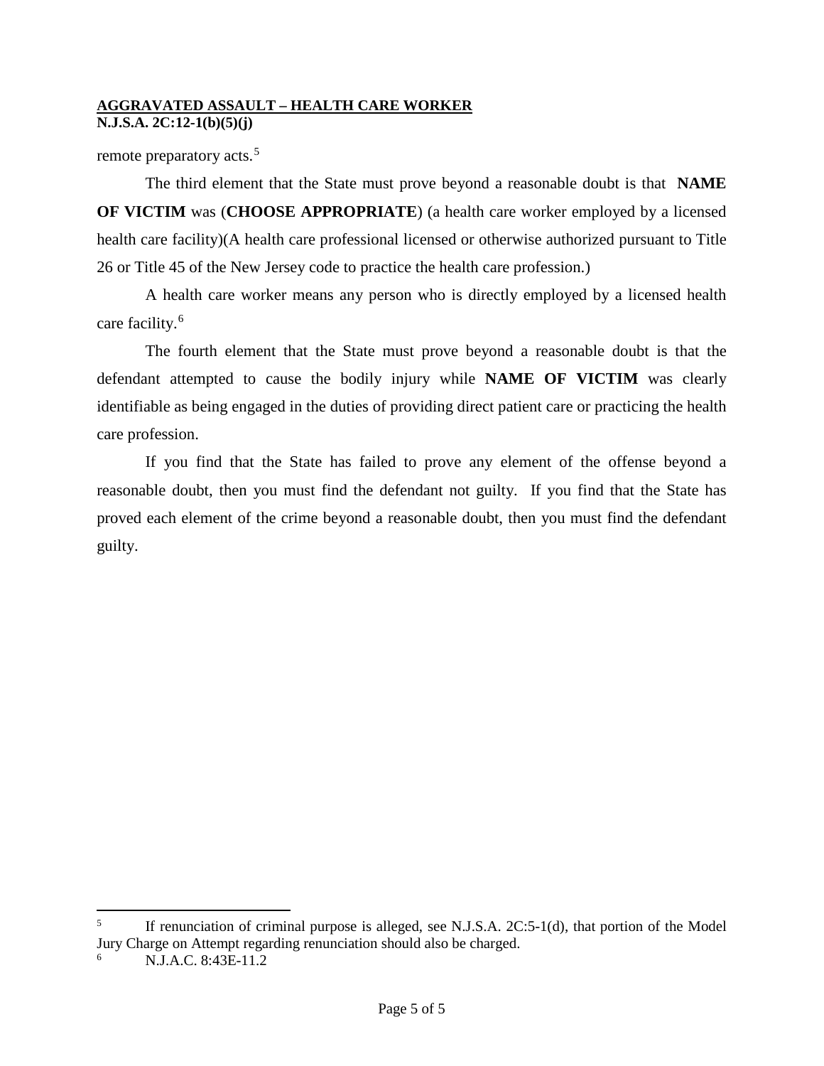remote preparatory acts.[5]

The third element that the State must prove beyond a reasonable doubt is that **NAME OF VICTIM** was (**CHOOSE APPROPRIATE**) (a health care worker employed by a licensed health care facility)(A health care professional licensed or otherwise authorized pursuant to Title 26 or Title 45 of the New Jersey code to practice the health care profession.)

A health care worker means any person who is directly employed by a licensed health care facility.[6]

The fourth element that the State must prove beyond a reasonable doubt is that the defendant attempted to cause the bodily injury while **NAME OF VICTIM** was clearly identifiable as being engaged in the duties of providing direct patient care or practicing the health care profession.

If you find that the State has failed to prove any element of the offense beyond a reasonable doubt, then you must find the defendant not guilty. If you find that the State has proved each element of the crime beyond a reasonable doubt, then you must find the defendant guilty.

---

[5] If renunciation of criminal purpose is alleged, see N.J.S.A. 2C:5-1(d), that portion of the Model Jury Charge on Attempt regarding renunciation should also be charged.

[6] N.J.A.C. 8:43E-11.2